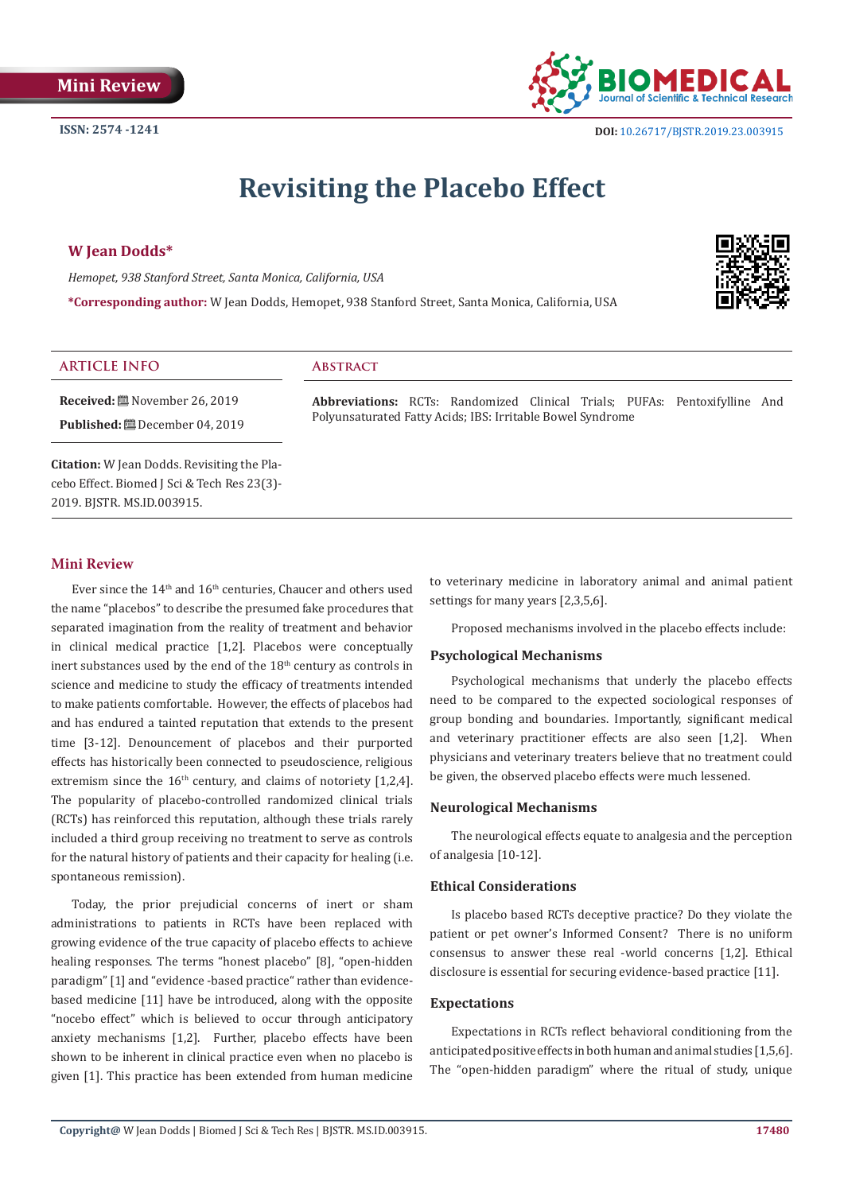Mini Review

ISSN: 2574 -1241

DOI: 10.26717/BJSTR.2019.23.003915

# Revisiting the Placebo Effect

**W Jean Dodds***

*Hemopet, 938 Stanford Street, Santa Monica, California, USA*

***Corresponding author:** W Jean Dodds, Hemopet, 938 Stanford Street, Santa Monica, California, USA

## ARTICLE INFO

**Received:** November 26, 2019

**Published:** December 04, 2019

**Citation:** W Jean Dodds. Revisiting the Placebo Effect. Biomed J Sci & Tech Res 23(3)-2019. BJSTR. MS.ID.003915.

## Abstract

**Abbreviations:** RCTs: Randomized Clinical Trials; PUFAs: Pentoxifylline And Polyunsaturated Fatty Acids; IBS: Irritable Bowel Syndrome

## Mini Review

Ever since the 14th and 16th centuries, Chaucer and others used the name "placebos" to describe the presumed fake procedures that separated imagination from the reality of treatment and behavior in clinical medical practice [1,2]. Placebos were conceptually inert substances used by the end of the 18th century as controls in science and medicine to study the efficacy of treatments intended to make patients comfortable. However, the effects of placebos had and has endured a tainted reputation that extends to the present time [3-12]. Denouncement of placebos and their purported effects has historically been connected to pseudoscience, religious extremism since the 16th century, and claims of notoriety [1,2,4]. The popularity of placebo-controlled randomized clinical trials (RCTs) has reinforced this reputation, although these trials rarely included a third group receiving no treatment to serve as controls for the natural history of patients and their capacity for healing (i.e. spontaneous remission).

Today, the prior prejudicial concerns of inert or sham administrations to patients in RCTs have been replaced with growing evidence of the true capacity of placebo effects to achieve healing responses. The terms "honest placebo" [8], "open-hidden paradigm" [1] and "evidence -based practice" rather than evidence-based medicine [11] have be introduced, along with the opposite "nocebo effect" which is believed to occur through anticipatory anxiety mechanisms [1,2]. Further, placebo effects have been shown to be inherent in clinical practice even when no placebo is given [1]. This practice has been extended from human medicine to veterinary medicine in laboratory animal and animal patient settings for many years [2,3,5,6].

Proposed mechanisms involved in the placebo effects include:

### Psychological Mechanisms

Psychological mechanisms that underly the placebo effects need to be compared to the expected sociological responses of group bonding and boundaries. Importantly, significant medical and veterinary practitioner effects are also seen [1,2]. When physicians and veterinary treaters believe that no treatment could be given, the observed placebo effects were much lessened.

### Neurological Mechanisms

The neurological effects equate to analgesia and the perception of analgesia [10-12].

### Ethical Considerations

Is placebo based RCTs deceptive practice? Do they violate the patient or pet owner's Informed Consent? There is no uniform consensus to answer these real -world concerns [1,2]. Ethical disclosure is essential for securing evidence-based practice [11].

### Expectations

Expectations in RCTs reflect behavioral conditioning from the anticipated positive effects in both human and animal studies [1,5,6]. The "open-hidden paradigm" where the ritual of study, unique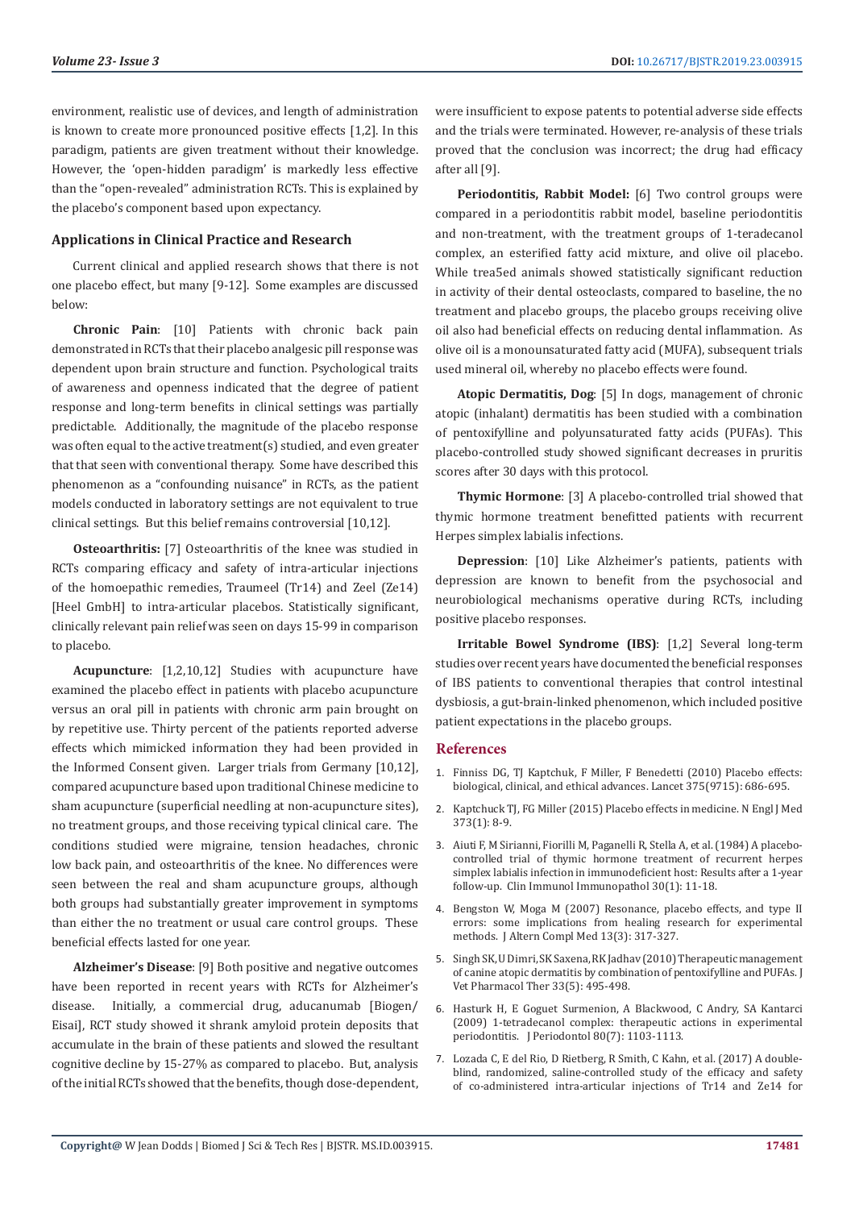environment, realistic use of devices, and length of administration is known to create more pronounced positive effects [1,2]. In this paradigm, patients are given treatment without their knowledge. However, the 'open-hidden paradigm' is markedly less effective than the "open-revealed" administration RCTs. This is explained by the placebo's component based upon expectancy.

## Applications in Clinical Practice and Research

Current clinical and applied research shows that there is not one placebo effect, but many [9-12]. Some examples are discussed below:

**Chronic Pain**: [10] Patients with chronic back pain demonstrated in RCTs that their placebo analgesic pill response was dependent upon brain structure and function. Psychological traits of awareness and openness indicated that the degree of patient response and long-term benefits in clinical settings was partially predictable. Additionally, the magnitude of the placebo response was often equal to the active treatment(s) studied, and even greater that that seen with conventional therapy. Some have described this phenomenon as a "confounding nuisance" in RCTs, as the patient models conducted in laboratory settings are not equivalent to true clinical settings. But this belief remains controversial [10,12].

**Osteoarthritis:** [7] Osteoarthritis of the knee was studied in RCTs comparing efficacy and safety of intra-articular injections of the homoeopathic remedies, Traumeel (Tr14) and Zeel (Ze14) [Heel GmbH] to intra-articular placebos. Statistically significant, clinically relevant pain relief was seen on days 15-99 in comparison to placebo.

**Acupuncture**: [1,2,10,12] Studies with acupuncture have examined the placebo effect in patients with placebo acupuncture versus an oral pill in patients with chronic arm pain brought on by repetitive use. Thirty percent of the patients reported adverse effects which mimicked information they had been provided in the Informed Consent given. Larger trials from Germany [10,12], compared acupuncture based upon traditional Chinese medicine to sham acupuncture (superficial needling at non-acupuncture sites), no treatment groups, and those receiving typical clinical care. The conditions studied were migraine, tension headaches, chronic low back pain, and osteoarthritis of the knee. No differences were seen between the real and sham acupuncture groups, although both groups had substantially greater improvement in symptoms than either the no treatment or usual care control groups. These beneficial effects lasted for one year.

**Alzheimer's Disease**: [9] Both positive and negative outcomes have been reported in recent years with RCTs for Alzheimer's disease. Initially, a commercial drug, aducanumab [Biogen/Eisai], RCT study showed it shrank amyloid protein deposits that accumulate in the brain of these patients and slowed the resultant cognitive decline by 15-27% as compared to placebo. But, analysis of the initial RCTs showed that the benefits, though dose-dependent, were insufficient to expose patents to potential adverse side effects and the trials were terminated. However, re-analysis of these trials proved that the conclusion was incorrect; the drug had efficacy after all [9].

**Periodontitis, Rabbit Model:** [6] Two control groups were compared in a periodontitis rabbit model, baseline periodontitis and non-treatment, with the treatment groups of 1-teradecanol complex, an esterified fatty acid mixture, and olive oil placebo. While trea5ed animals showed statistically significant reduction in activity of their dental osteoclasts, compared to baseline, the no treatment and placebo groups, the placebo groups receiving olive oil also had beneficial effects on reducing dental inflammation. As olive oil is a monounsaturated fatty acid (MUFA), subsequent trials used mineral oil, whereby no placebo effects were found.

**Atopic Dermatitis, Dog**: [5] In dogs, management of chronic atopic (inhalant) dermatitis has been studied with a combination of pentoxifylline and polyunsaturated fatty acids (PUFAs). This placebo-controlled study showed significant decreases in pruritis scores after 30 days with this protocol.

**Thymic Hormone**: [3] A placebo-controlled trial showed that thymic hormone treatment benefitted patients with recurrent Herpes simplex labialis infections.

**Depression**: [10] Like Alzheimer's patients, patients with depression are known to benefit from the psychosocial and neurobiological mechanisms operative during RCTs, including positive placebo responses.

**Irritable Bowel Syndrome (IBS)**: [1,2] Several long-term studies over recent years have documented the beneficial responses of IBS patients to conventional therapies that control intestinal dysbiosis, a gut-brain-linked phenomenon, which included positive patient expectations in the placebo groups.

## References

1. Finniss DG, TJ Kaptchuk, F Miller, F Benedetti (2010) Placebo effects: biological, clinical, and ethical advances. Lancet 375(9715): 686-695.
2. Kaptchuck TJ, FG Miller (2015) Placebo effects in medicine. N Engl J Med 373(1): 8-9.
3. Aiuti F, M Sirianni, Fiorilli M, Paganelli R, Stella A, et al. (1984) A placebo-controlled trial of thymic hormone treatment of recurrent herpes simplex labialis infection in immunodeficient host: Results after a 1-year follow-up. Clin Immunol Immunopathol 30(1): 11-18.
4. Bengston W, Moga M (2007) Resonance, placebo effects, and type II errors: some implications from healing research for experimental methods. J Altern Compl Med 13(3): 317-327.
5. Singh SK, U Dimri, SK Saxena, RK Jadhav (2010) Therapeutic management of canine atopic dermatitis by combination of pentoxifylline and PUFAs. J Vet Pharmacol Ther 33(5): 495-498.
6. Hasturk H, E Goguet Surmenion, A Blackwood, C Andry, SA Kantarci (2009) 1-tetradecanol complex: therapeutic actions in experimental periodontitis. J Periodontol 80(7): 1103-1113.
7. Lozada C, E del Rio, D Rietberg, R Smith, C Kahn, et al. (2017) A double-blind, randomized, saline-controlled study of the efficacy and safety of co-administered intra-articular injections of Tr14 and Ze14 for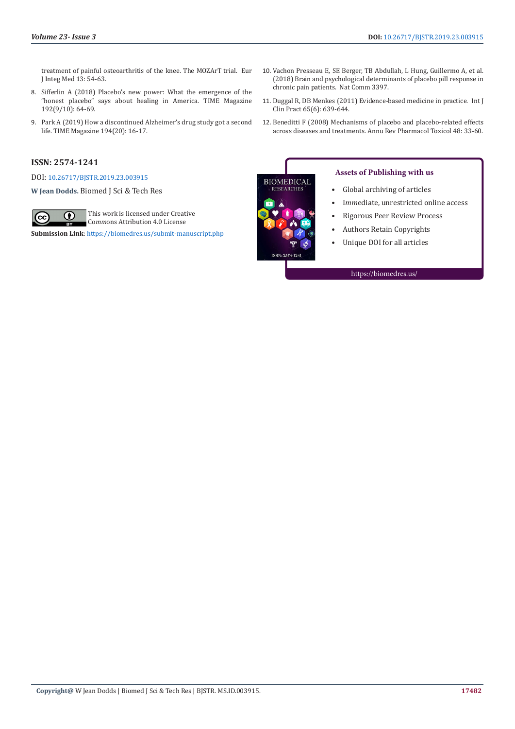treatment of painful osteoarthritis of the knee. The MOZArT trial. Eur J Integ Med 13: 54-63.

8. Sifferlin A (2018) Placebo's new power: What the emergence of the "honest placebo" says about healing in America. TIME Magazine 192(9/10): 64-69.
9. Park A (2019) How a discontinued Alzheimer's drug study got a second life. TIME Magazine 194(20): 16-17.
10. Vachon Presseau E, SE Berger, TB Abdullah, L Hung, Guillermo A, et al. (2018) Brain and psychological determinants of placebo pill response in chronic pain patients. Nat Comm 3397.
11. Duggal R, DB Menkes (2011) Evidence-based medicine in practice. Int J Clin Pract 65(6): 639-644.
12. Beneditti F (2008) Mechanisms of placebo and placebo-related effects across diseases and treatments. Annu Rev Pharmacol Toxicol 48: 33-60.

**ISSN: 2574-1241**

DOI: 10.26717/BJSTR.2019.23.003915

**W Jean Dodds.** Biomed J Sci & Tech Res

This work is licensed under Creative Commons Attribution 4.0 License

**Submission Link**: https://biomedres.us/submit-manuscript.php

**Assets of Publishing with us**

- Global archiving of articles
- Immediate, unrestricted online access
- Rigorous Peer Review Process
- Authors Retain Copyrights
- Unique DOI for all articles

https://biomedres.us/